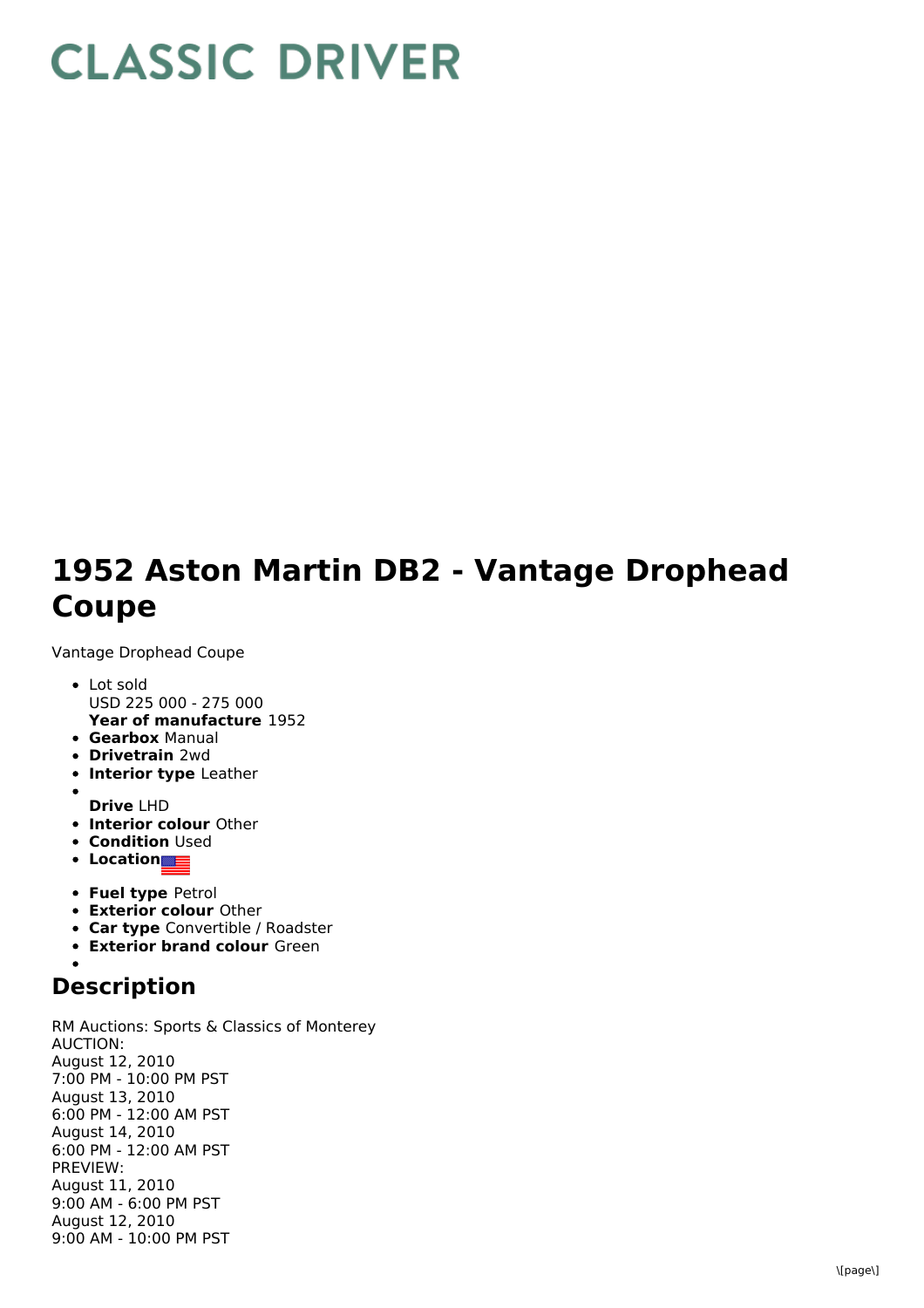# CLASSIC DRIVER

# 1952 Aston Martin DB2 - Vantage Drophead Coupe

Vantage Drophead Coupe

- Lot sold
  USD 225 000 - 275 000
  **Year of manufacture** 1952
- **Gearbox** Manual
- **Drivetrain** 2wd
- **Interior type** Leather
- **Drive** LHD
- **Interior colour** Other
- **Condition** Used
- **Location**
- **Fuel type** Petrol
- **Exterior colour** Other
- **Car type** Convertible / Roadster
- **Exterior brand colour** Green

## Description

RM Auctions: Sports & Classics of Monterey
AUCTION:
August 12, 2010
7:00 PM - 10:00 PM PST
August 13, 2010
6:00 PM - 12:00 AM PST
August 14, 2010
6:00 PM - 12:00 AM PST
PREVIEW:
August 11, 2010
9:00 AM - 6:00 PM PST
August 12, 2010
9:00 AM - 10:00 PM PST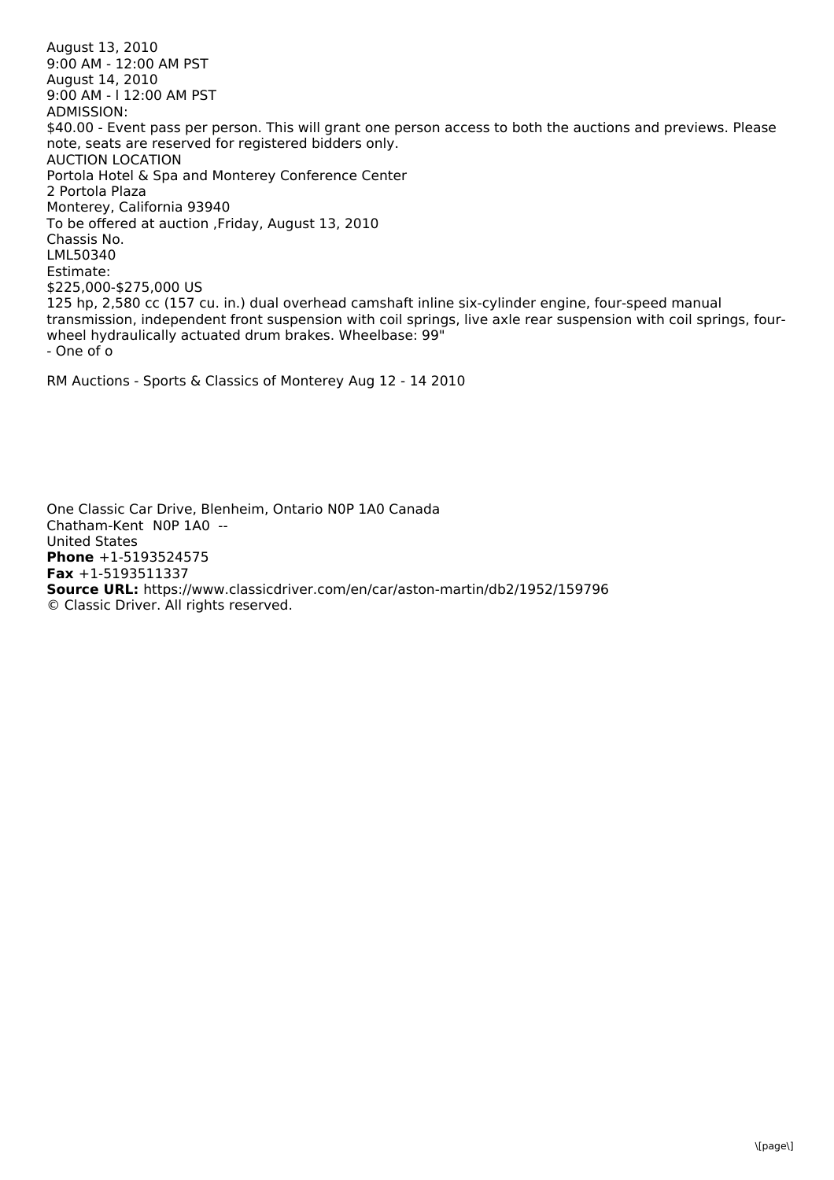August 13, 2010
9:00 AM - 12:00 AM PST
August 14, 2010
9:00 AM - l 12:00 AM PST
ADMISSION:
$40.00 - Event pass per person. This will grant one person access to both the auctions and previews. Please note, seats are reserved for registered bidders only.
AUCTION LOCATION
Portola Hotel & Spa and Monterey Conference Center
2 Portola Plaza
Monterey, California 93940
To be offered at auction ,Friday, August 13, 2010
Chassis No.
LML50340
Estimate:
$225,000-$275,000 US
125 hp, 2,580 cc (157 cu. in.) dual overhead camshaft inline six-cylinder engine, four-speed manual transmission, independent front suspension with coil springs, live axle rear suspension with coil springs, four-wheel hydraulically actuated drum brakes. Wheelbase: 99"
- One of o

RM Auctions - Sports & Classics of Monterey Aug 12 - 14 2010

One Classic Car Drive, Blenheim, Ontario N0P 1A0 Canada
Chatham-Kent N0P 1A0 --
United States
**Phone** +1-5193524575
**Fax** +1-5193511337
**Source URL:** https://www.classicdriver.com/en/car/aston-martin/db2/1952/159796
© Classic Driver. All rights reserved.